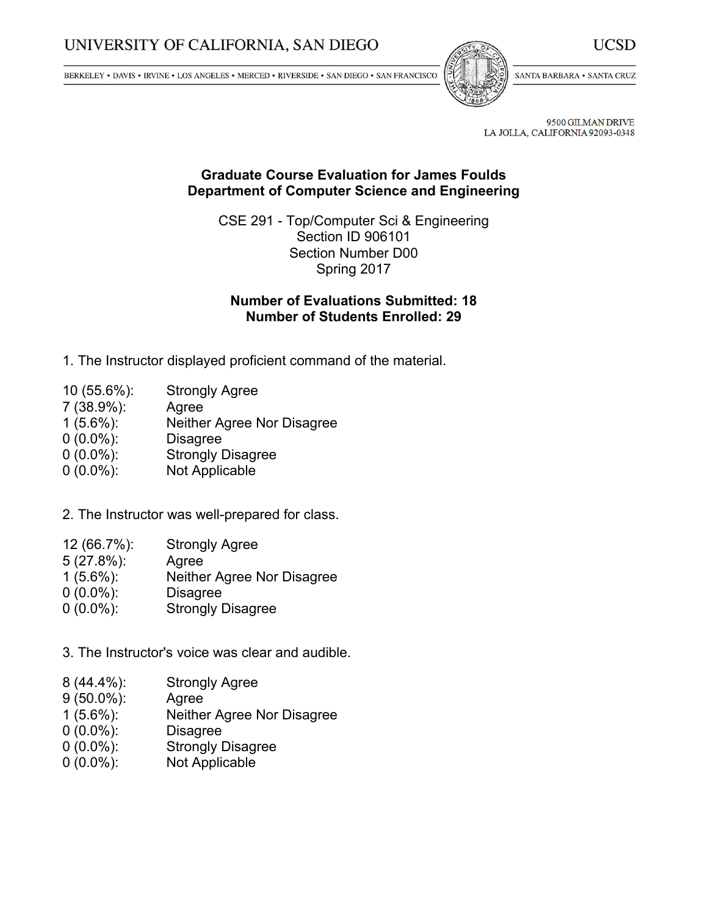UNIVERSITY OF CALIFORNIA, SAN DIEGO — UCSD

BERKELEY • DAVIS • IRVINE • LOS ANGELES • MERCED • RIVERSIDE • SAN DIEGO • SAN FRANCISCO — SANTA BARBARA • SANTA CRUZ

9500 GILMAN DRIVE
LA JOLLA, CALIFORNIA 92093-0348

**Graduate Course Evaluation for James Foulds**
**Department of Computer Science and Engineering**

CSE 291 - Top/Computer Sci & Engineering
Section ID 906101
Section Number D00
Spring 2017

**Number of Evaluations Submitted: 18**
**Number of Students Enrolled: 29**

1. The Instructor displayed proficient command of the material.

10 (55.6%): Strongly Agree
7 (38.9%): Agree
1 (5.6%): Neither Agree Nor Disagree
0 (0.0%): Disagree
0 (0.0%): Strongly Disagree
0 (0.0%): Not Applicable

2. The Instructor was well-prepared for class.

12 (66.7%): Strongly Agree
5 (27.8%): Agree
1 (5.6%): Neither Agree Nor Disagree
0 (0.0%): Disagree
0 (0.0%): Strongly Disagree

3. The Instructor's voice was clear and audible.

8 (44.4%): Strongly Agree
9 (50.0%): Agree
1 (5.6%): Neither Agree Nor Disagree
0 (0.0%): Disagree
0 (0.0%): Strongly Disagree
0 (0.0%): Not Applicable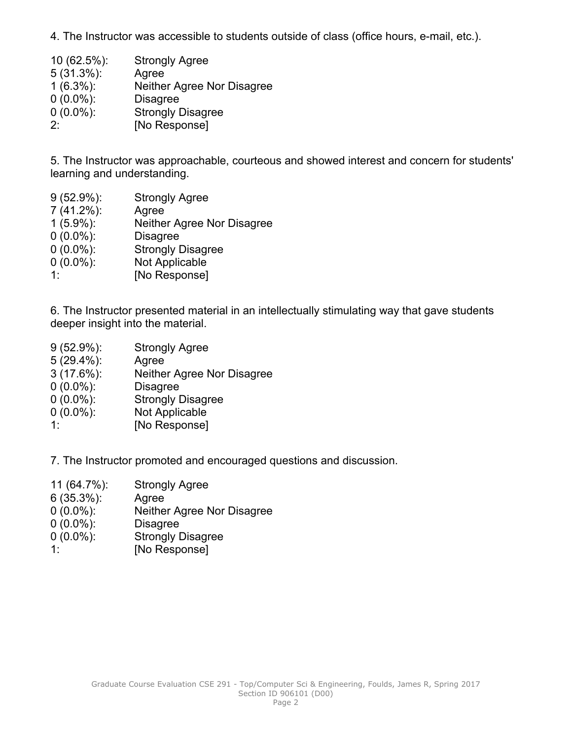4. The Instructor was accessible to students outside of class (office hours, e-mail, etc.).

| | |
|---|---|
| 10 (62.5%): | Strongly Agree |
| 5 (31.3%): | Agree |
| 1 (6.3%): | Neither Agree Nor Disagree |
| 0 (0.0%): | Disagree |
| 0 (0.0%): | Strongly Disagree |
| 2: | [No Response] |

5. The Instructor was approachable, courteous and showed interest and concern for students' learning and understanding.

| | |
|---|---|
| 9 (52.9%): | Strongly Agree |
| 7 (41.2%): | Agree |
| 1 (5.9%): | Neither Agree Nor Disagree |
| 0 (0.0%): | Disagree |
| 0 (0.0%): | Strongly Disagree |
| 0 (0.0%): | Not Applicable |
| 1: | [No Response] |

6. The Instructor presented material in an intellectually stimulating way that gave students deeper insight into the material.

| | |
|---|---|
| 9 (52.9%): | Strongly Agree |
| 5 (29.4%): | Agree |
| 3 (17.6%): | Neither Agree Nor Disagree |
| 0 (0.0%): | Disagree |
| 0 (0.0%): | Strongly Disagree |
| 0 (0.0%): | Not Applicable |
| 1: | [No Response] |

7. The Instructor promoted and encouraged questions and discussion.

| | |
|---|---|
| 11 (64.7%): | Strongly Agree |
| 6 (35.3%): | Agree |
| 0 (0.0%): | Neither Agree Nor Disagree |
| 0 (0.0%): | Disagree |
| 0 (0.0%): | Strongly Disagree |
| 1: | [No Response] |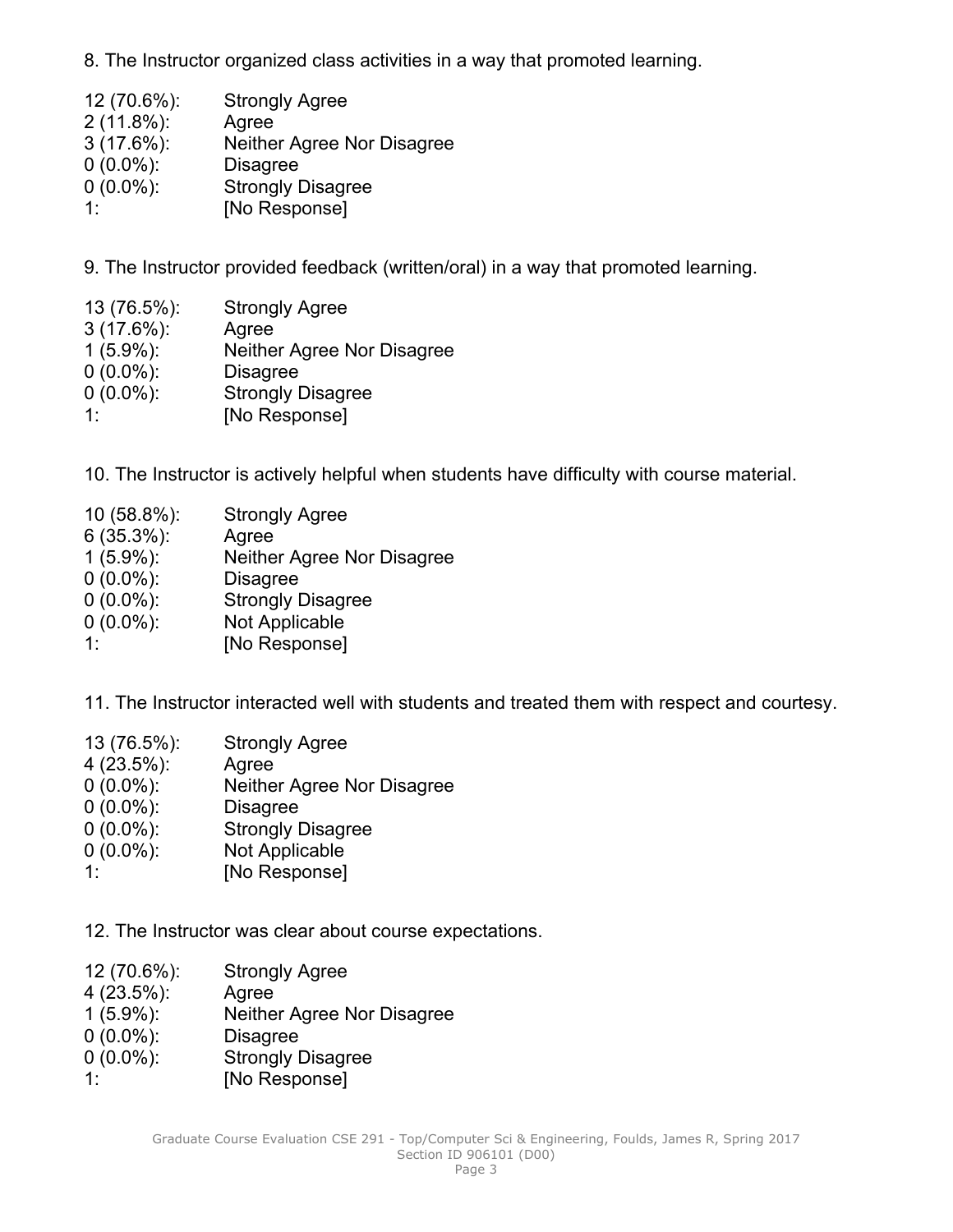8. The Instructor organized class activities in a way that promoted learning.

| | |
|---|---|
| 12 (70.6%): | Strongly Agree |
| 2 (11.8%): | Agree |
| 3 (17.6%): | Neither Agree Nor Disagree |
| 0 (0.0%): | Disagree |
| 0 (0.0%): | Strongly Disagree |
| 1: | [No Response] |

9. The Instructor provided feedback (written/oral) in a way that promoted learning.

| | |
|---|---|
| 13 (76.5%): | Strongly Agree |
| 3 (17.6%): | Agree |
| 1 (5.9%): | Neither Agree Nor Disagree |
| 0 (0.0%): | Disagree |
| 0 (0.0%): | Strongly Disagree |
| 1: | [No Response] |

10. The Instructor is actively helpful when students have difficulty with course material.

| | |
|---|---|
| 10 (58.8%): | Strongly Agree |
| 6 (35.3%): | Agree |
| 1 (5.9%): | Neither Agree Nor Disagree |
| 0 (0.0%): | Disagree |
| 0 (0.0%): | Strongly Disagree |
| 0 (0.0%): | Not Applicable |
| 1: | [No Response] |

11. The Instructor interacted well with students and treated them with respect and courtesy.

| | |
|---|---|
| 13 (76.5%): | Strongly Agree |
| 4 (23.5%): | Agree |
| 0 (0.0%): | Neither Agree Nor Disagree |
| 0 (0.0%): | Disagree |
| 0 (0.0%): | Strongly Disagree |
| 0 (0.0%): | Not Applicable |
| 1: | [No Response] |

12. The Instructor was clear about course expectations.

| | |
|---|---|
| 12 (70.6%): | Strongly Agree |
| 4 (23.5%): | Agree |
| 1 (5.9%): | Neither Agree Nor Disagree |
| 0 (0.0%): | Disagree |
| 0 (0.0%): | Strongly Disagree |
| 1: | [No Response] |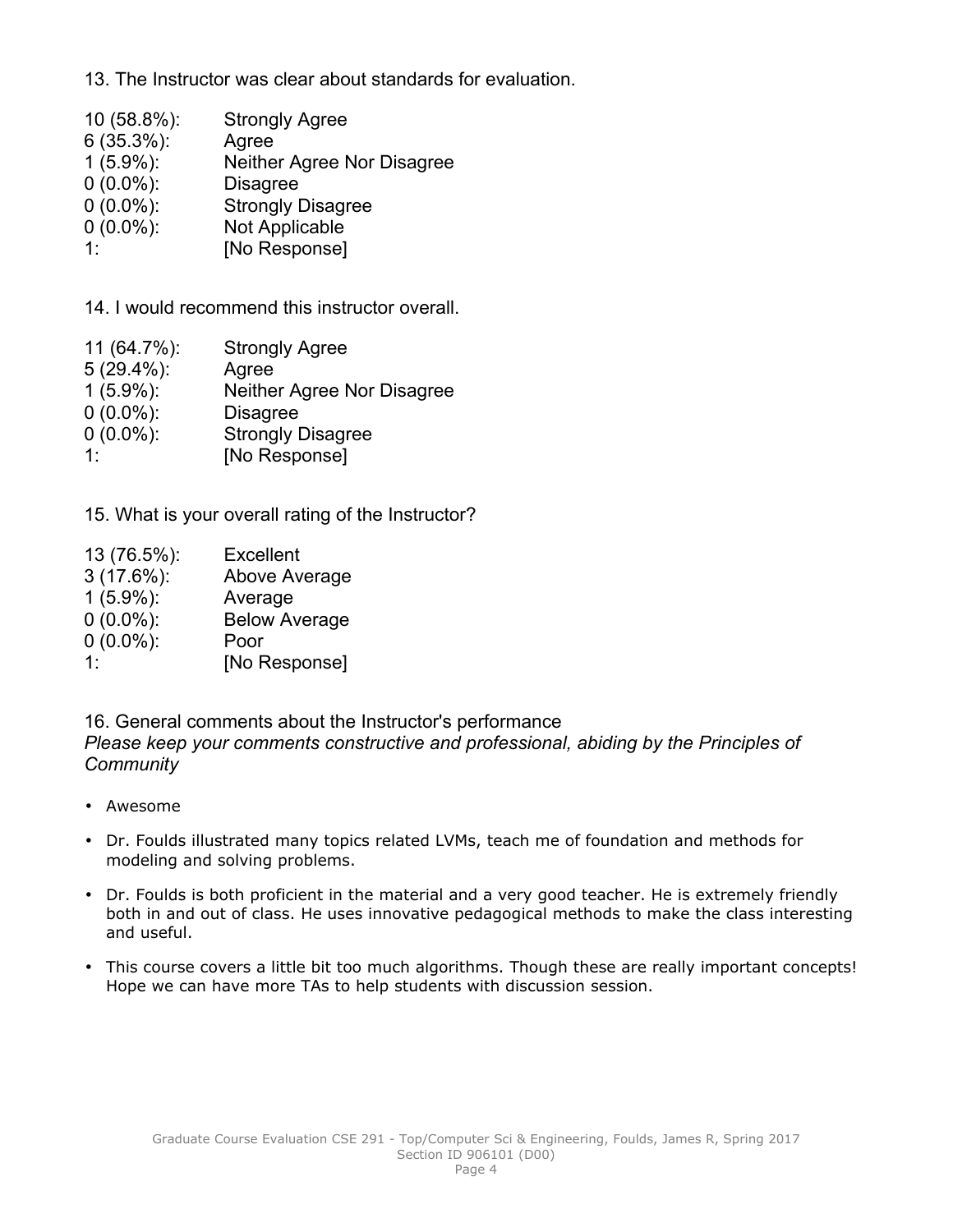13. The Instructor was clear about standards for evaluation.

| | |
|---|---|
| 10 (58.8%): | Strongly Agree |
| 6 (35.3%): | Agree |
| 1 (5.9%): | Neither Agree Nor Disagree |
| 0 (0.0%): | Disagree |
| 0 (0.0%): | Strongly Disagree |
| 0 (0.0%): | Not Applicable |
| 1: | [No Response] |

14. I would recommend this instructor overall.

| | |
|---|---|
| 11 (64.7%): | Strongly Agree |
| 5 (29.4%): | Agree |
| 1 (5.9%): | Neither Agree Nor Disagree |
| 0 (0.0%): | Disagree |
| 0 (0.0%): | Strongly Disagree |
| 1: | [No Response] |

15. What is your overall rating of the Instructor?

| | |
|---|---|
| 13 (76.5%): | Excellent |
| 3 (17.6%): | Above Average |
| 1 (5.9%): | Average |
| 0 (0.0%): | Below Average |
| 0 (0.0%): | Poor |
| 1: | [No Response] |

16. General comments about the Instructor's performance
*Please keep your comments constructive and professional, abiding by the Principles of Community*

- Awesome
- Dr. Foulds illustrated many topics related LVMs, teach me of foundation and methods for modeling and solving problems.
- Dr. Foulds is both proficient in the material and a very good teacher. He is extremely friendly both in and out of class. He uses innovative pedagogical methods to make the class interesting and useful.
- This course covers a little bit too much algorithms. Though these are really important concepts! Hope we can have more TAs to help students with discussion session.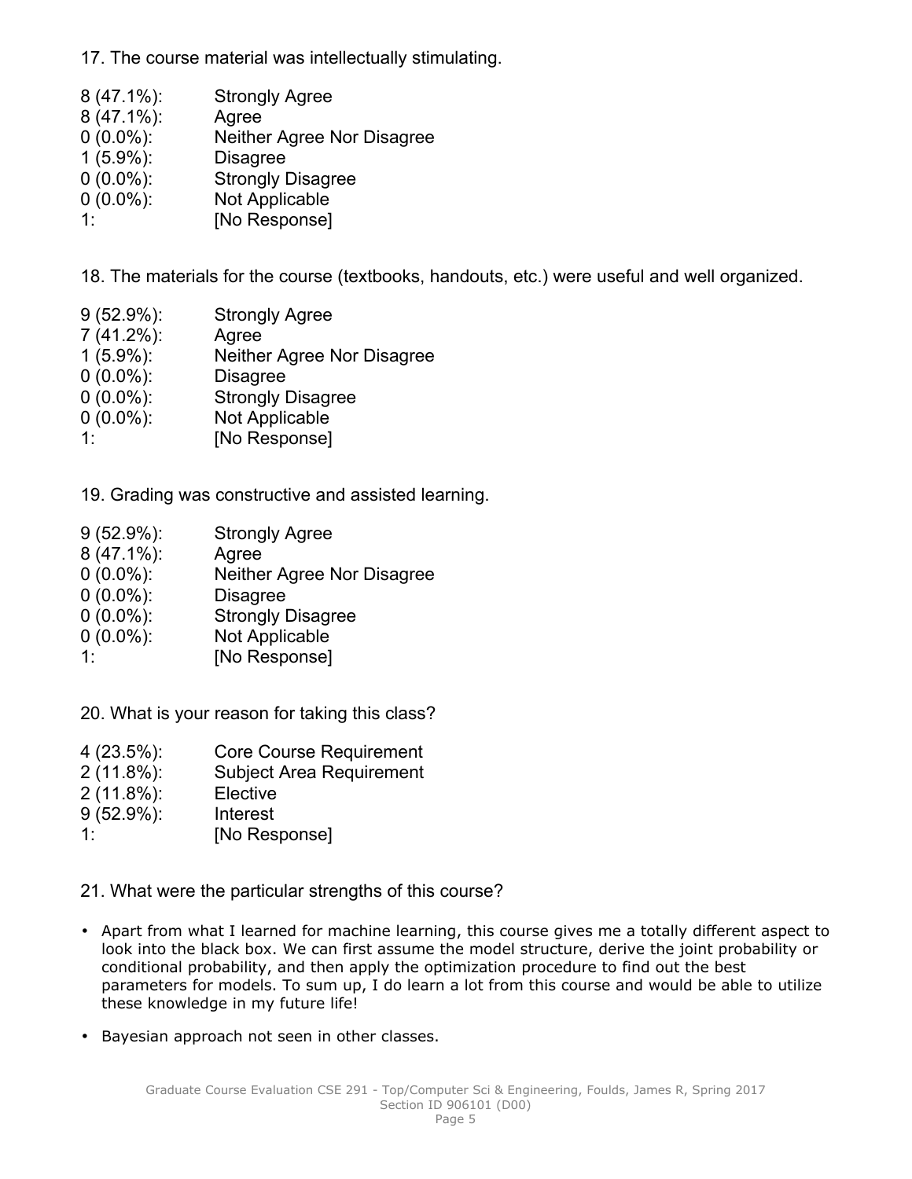17. The course material was intellectually stimulating.

| | |
|---|---|
| 8 (47.1%): | Strongly Agree |
| 8 (47.1%): | Agree |
| 0 (0.0%): | Neither Agree Nor Disagree |
| 1 (5.9%): | Disagree |
| 0 (0.0%): | Strongly Disagree |
| 0 (0.0%): | Not Applicable |
| 1: | [No Response] |

18. The materials for the course (textbooks, handouts, etc.) were useful and well organized.

| | |
|---|---|
| 9 (52.9%): | Strongly Agree |
| 7 (41.2%): | Agree |
| 1 (5.9%): | Neither Agree Nor Disagree |
| 0 (0.0%): | Disagree |
| 0 (0.0%): | Strongly Disagree |
| 0 (0.0%): | Not Applicable |
| 1: | [No Response] |

19. Grading was constructive and assisted learning.

| | |
|---|---|
| 9 (52.9%): | Strongly Agree |
| 8 (47.1%): | Agree |
| 0 (0.0%): | Neither Agree Nor Disagree |
| 0 (0.0%): | Disagree |
| 0 (0.0%): | Strongly Disagree |
| 0 (0.0%): | Not Applicable |
| 1: | [No Response] |

20. What is your reason for taking this class?

| | |
|---|---|
| 4 (23.5%): | Core Course Requirement |
| 2 (11.8%): | Subject Area Requirement |
| 2 (11.8%): | Elective |
| 9 (52.9%): | Interest |
| 1: | [No Response] |

21. What were the particular strengths of this course?

- Apart from what I learned for machine learning, this course gives me a totally different aspect to look into the black box. We can first assume the model structure, derive the joint probability or conditional probability, and then apply the optimization procedure to find out the best parameters for models. To sum up, I do learn a lot from this course and would be able to utilize these knowledge in my future life!
- Bayesian approach not seen in other classes.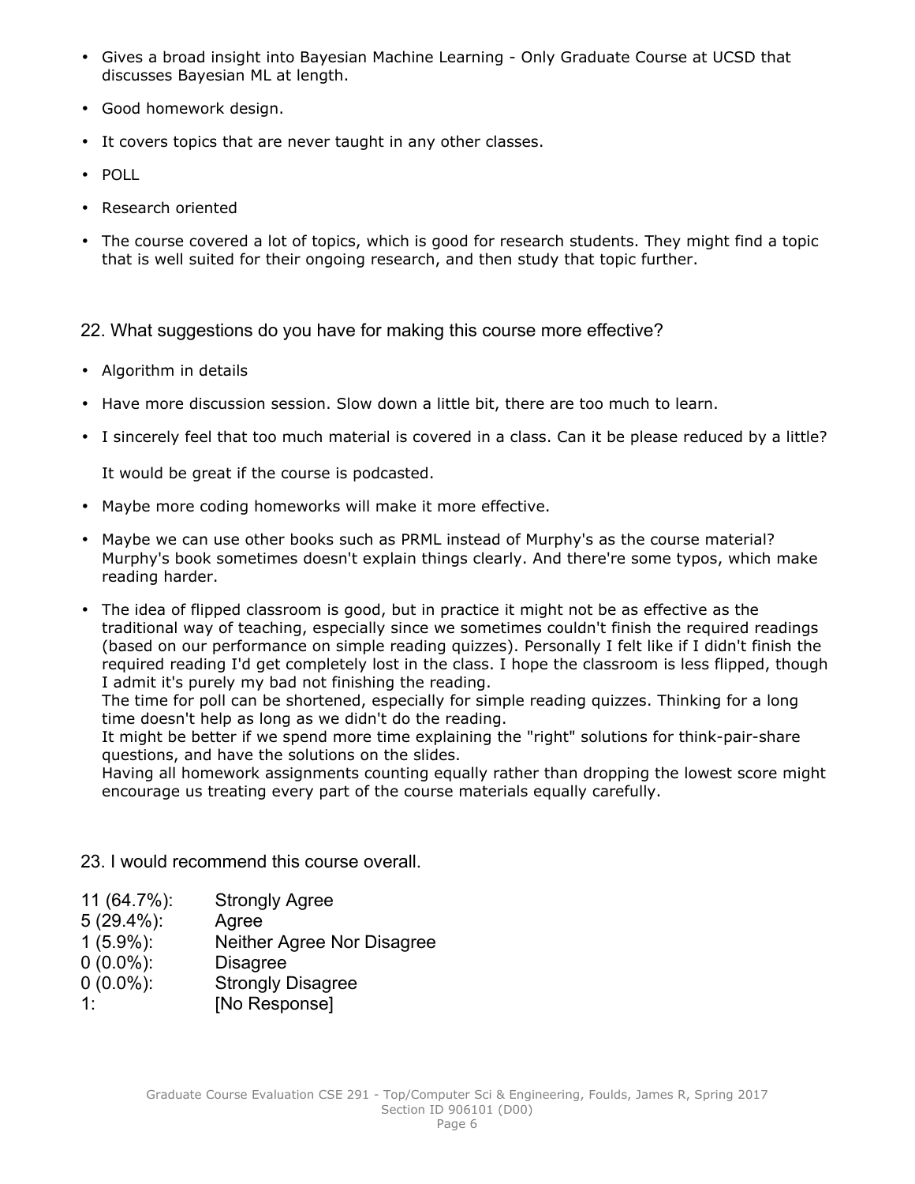- Gives a broad insight into Bayesian Machine Learning - Only Graduate Course at UCSD that discusses Bayesian ML at length.
- Good homework design.
- It covers topics that are never taught in any other classes.
- POLL
- Research oriented
- The course covered a lot of topics, which is good for research students. They might find a topic that is well suited for their ongoing research, and then study that topic further.

## 22. What suggestions do you have for making this course more effective?

- Algorithm in details
- Have more discussion session. Slow down a little bit, there are too much to learn.
- I sincerely feel that too much material is covered in a class. Can it be please reduced by a little?

  It would be great if the course is podcasted.
- Maybe more coding homeworks will make it more effective.
- Maybe we can use other books such as PRML instead of Murphy's as the course material? Murphy's book sometimes doesn't explain things clearly. And there're some typos, which make reading harder.
- The idea of flipped classroom is good, but in practice it might not be as effective as the traditional way of teaching, especially since we sometimes couldn't finish the required readings (based on our performance on simple reading quizzes). Personally I felt like if I didn't finish the required reading I'd get completely lost in the class. I hope the classroom is less flipped, though I admit it's purely my bad not finishing the reading.
  The time for poll can be shortened, especially for simple reading quizzes. Thinking for a long time doesn't help as long as we didn't do the reading.
  It might be better if we spend more time explaining the "right" solutions for think-pair-share questions, and have the solutions on the slides.
  Having all homework assignments counting equally rather than dropping the lowest score might encourage us treating every part of the course materials equally carefully.

## 23. I would recommend this course overall.

| | |
|---|---|
| 11 (64.7%): | Strongly Agree |
| 5 (29.4%): | Agree |
| 1 (5.9%): | Neither Agree Nor Disagree |
| 0 (0.0%): | Disagree |
| 0 (0.0%): | Strongly Disagree |
| 1: | [No Response] |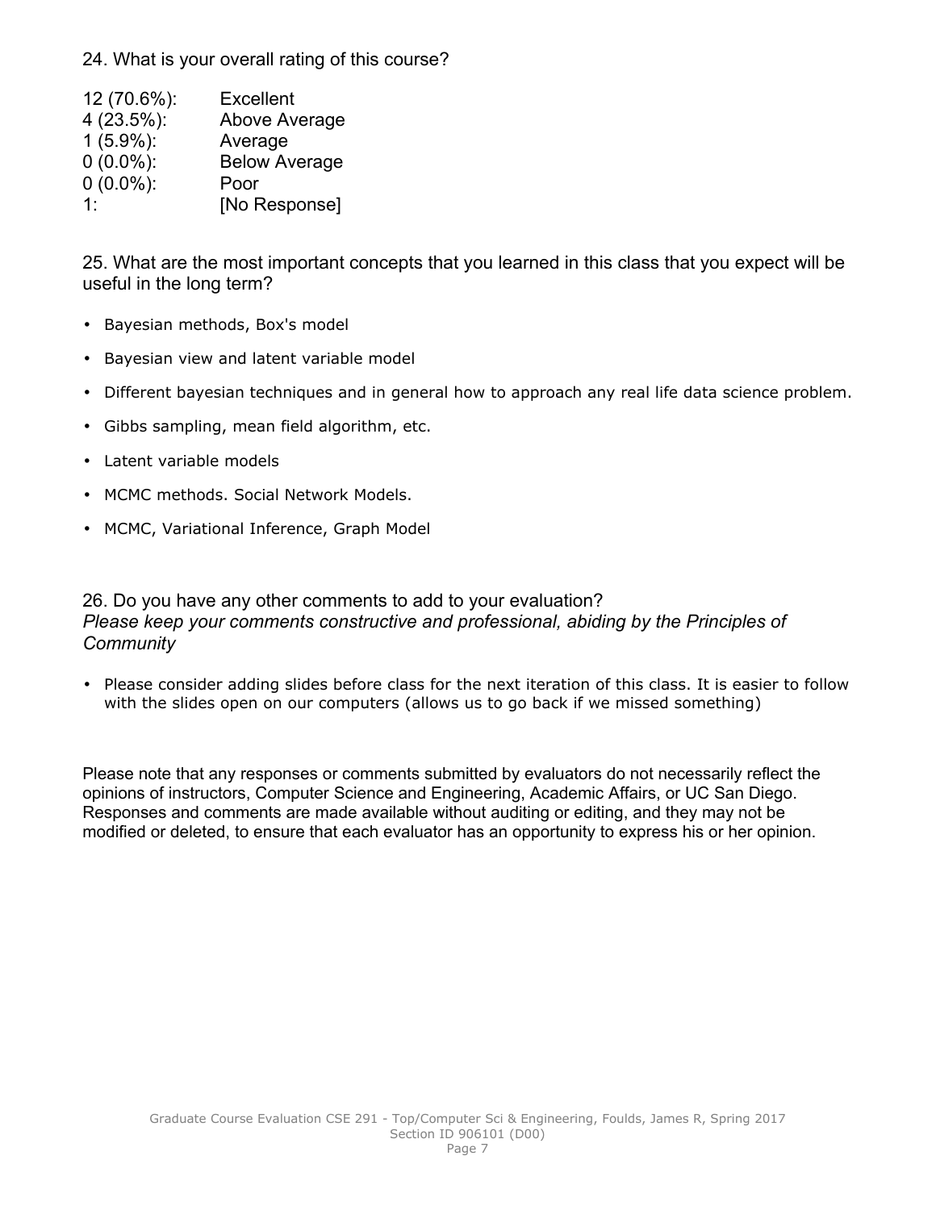24. What is your overall rating of this course?

| | |
|---|---|
| 12 (70.6%): | Excellent |
| 4 (23.5%): | Above Average |
| 1 (5.9%): | Average |
| 0 (0.0%): | Below Average |
| 0 (0.0%): | Poor |
| 1: | [No Response] |

25. What are the most important concepts that you learned in this class that you expect will be useful in the long term?

- Bayesian methods, Box's model
- Bayesian view and latent variable model
- Different bayesian techniques and in general how to approach any real life data science problem.
- Gibbs sampling, mean field algorithm, etc.
- Latent variable models
- MCMC methods. Social Network Models.
- MCMC, Variational Inference, Graph Model

26. Do you have any other comments to add to your evaluation?
*Please keep your comments constructive and professional, abiding by the Principles of Community*

- Please consider adding slides before class for the next iteration of this class. It is easier to follow with the slides open on our computers (allows us to go back if we missed something)

Please note that any responses or comments submitted by evaluators do not necessarily reflect the opinions of instructors, Computer Science and Engineering, Academic Affairs, or UC San Diego. Responses and comments are made available without auditing or editing, and they may not be modified or deleted, to ensure that each evaluator has an opportunity to express his or her opinion.